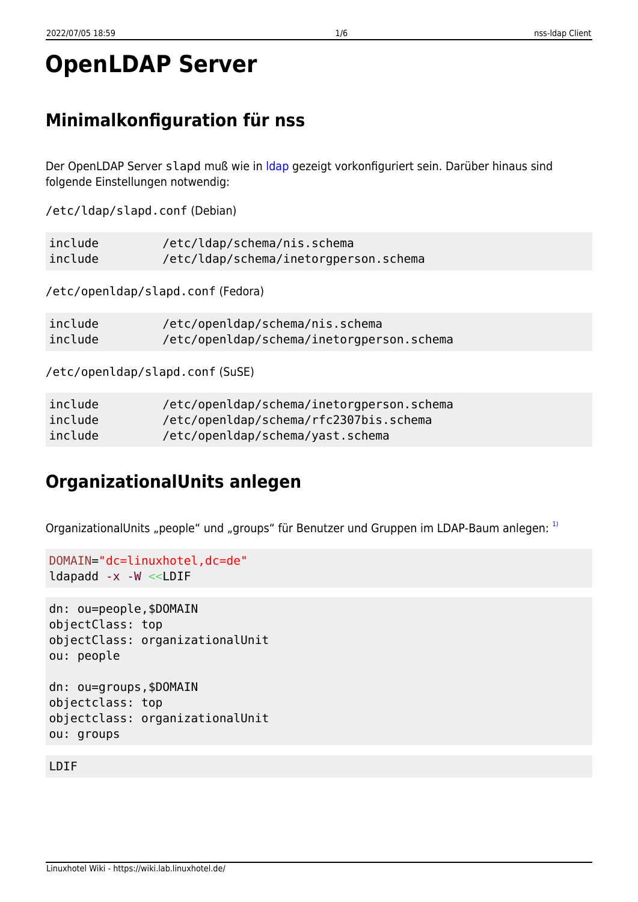# OpenLDAP Server

## Minimalkonfiguration für nss

Der OpenLDAP Server `slapd` muß wie in ldap gezeigt vorkonfiguriert sein. Darüber hinaus sind folgende Einstellungen notwendig:

`/etc/ldap/slapd.conf` (Debian)

```
include         /etc/ldap/schema/nis.schema
include         /etc/ldap/schema/inetorgperson.schema
```

`/etc/openldap/slapd.conf` (Fedora)

```
include         /etc/openldap/schema/nis.schema
include         /etc/openldap/schema/inetorgperson.schema
```

`/etc/openldap/slapd.conf` (SuSE)

```
include         /etc/openldap/schema/inetorgperson.schema
include         /etc/openldap/schema/rfc2307bis.schema
include         /etc/openldap/schema/yast.schema
```

## OrganizationalUnits anlegen

OrganizationalUnits „people“ und „groups“ für Benutzer und Gruppen im LDAP-Baum anlegen: [1)]

```
DOMAIN="dc=linuxhotel,dc=de"
ldapadd -x -W <<LDIF
```

```
dn: ou=people,$DOMAIN
objectClass: top
objectClass: organizationalUnit
ou: people

dn: ou=groups,$DOMAIN
objectclass: top
objectclass: organizationalUnit
ou: groups
```

```
LDIF
```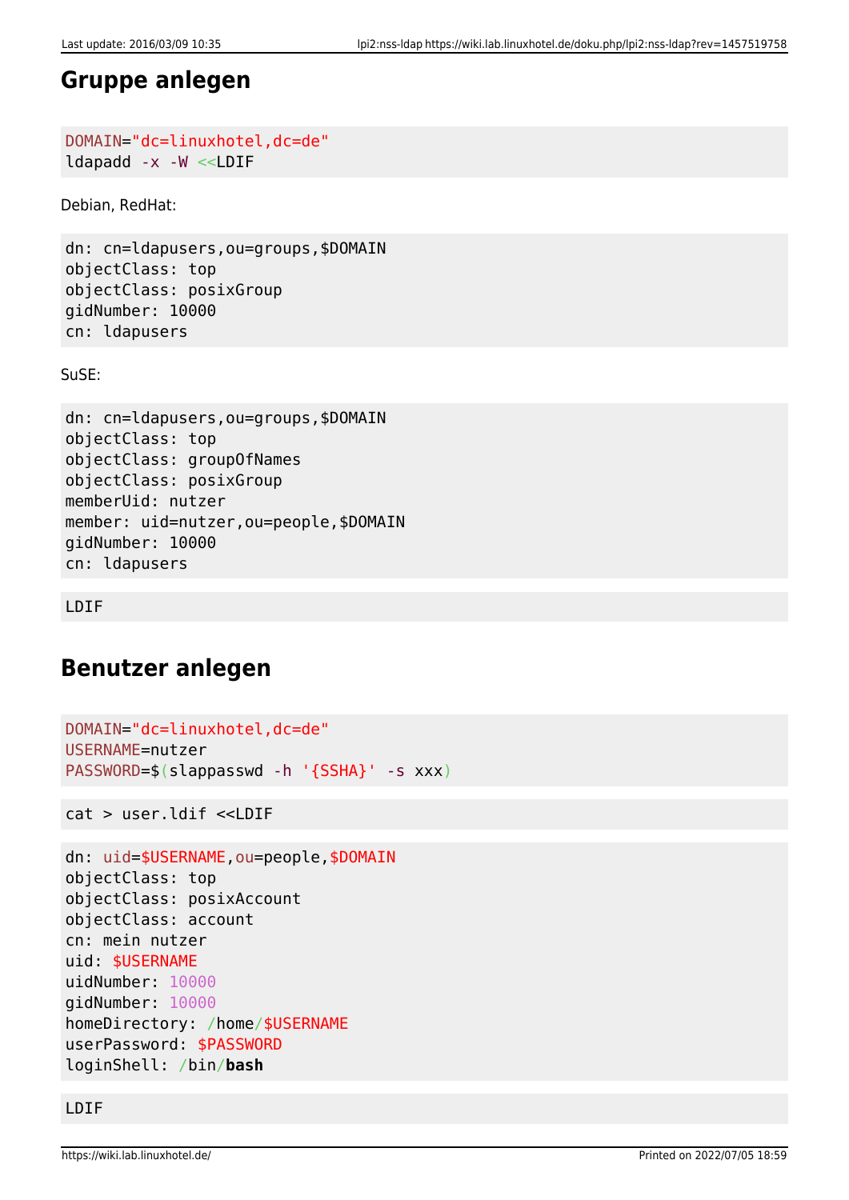## Gruppe anlegen

```
DOMAIN="dc=linuxhotel,dc=de"
ldapadd -x -W <<LDIF
```

Debian, RedHat:

```
dn: cn=ldapusers,ou=groups,$DOMAIN
objectClass: top
objectClass: posixGroup
gidNumber: 10000
cn: ldapusers
```

SuSE:

```
dn: cn=ldapusers,ou=groups,$DOMAIN
objectClass: top
objectClass: groupOfNames
objectClass: posixGroup
memberUid: nutzer
member: uid=nutzer,ou=people,$DOMAIN
gidNumber: 10000
cn: ldapusers
```

```
LDIF
```

## Benutzer anlegen

```
DOMAIN="dc=linuxhotel,dc=de"
USERNAME=nutzer
PASSWORD=$(slappasswd -h '{SSHA}' -s xxx)
```

```
cat > user.ldif <<LDIF
```

```
dn: uid=$USERNAME,ou=people,$DOMAIN
objectClass: top
objectClass: posixAccount
objectClass: account
cn: mein nutzer
uid: $USERNAME
uidNumber: 10000
gidNumber: 10000
homeDirectory: /home/$USERNAME
userPassword: $PASSWORD
loginShell: /bin/bash
```

```
LDIF
```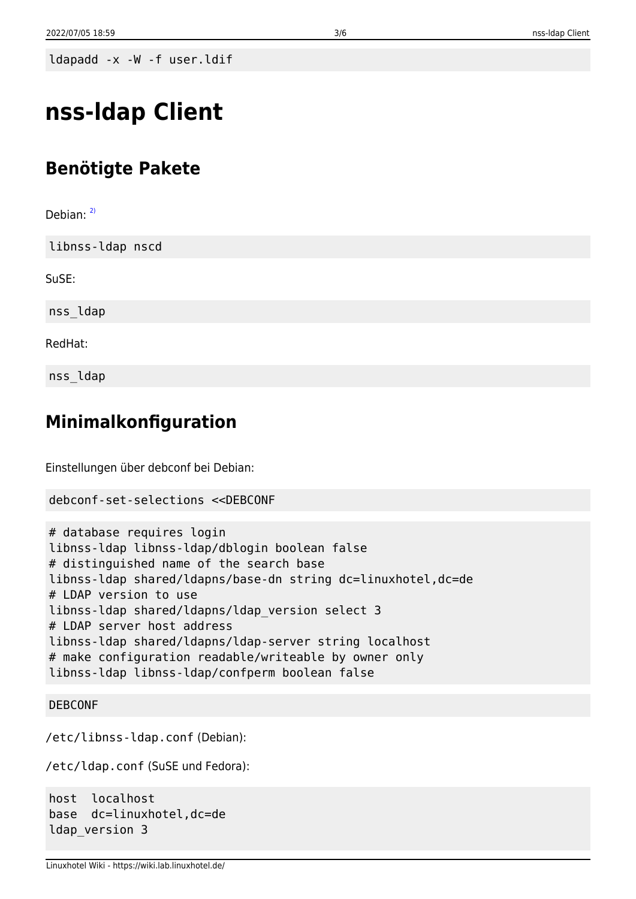```
ldapadd -x -W -f user.ldif
```

# nss-ldap Client

## Benötigte Pakete

Debian: [2)]

```
libnss-ldap nscd
```

SuSE:

```
nss_ldap
```

RedHat:

```
nss_ldap
```

## Minimalkonfiguration

Einstellungen über debconf bei Debian:

```
debconf-set-selections <<DEBCONF
```

```
# database requires login
libnss-ldap libnss-ldap/dblogin boolean false
# distinguished name of the search base
libnss-ldap shared/ldapns/base-dn string dc=linuxhotel,dc=de
# LDAP version to use
libnss-ldap shared/ldapns/ldap_version select 3
# LDAP server host address
libnss-ldap shared/ldapns/ldap-server string localhost
# make configuration readable/writeable by owner only
libnss-ldap libnss-ldap/confperm boolean false
```

```
DEBCONF
```

`/etc/libnss-ldap.conf` (Debian):

`/etc/ldap.conf` (SuSE und Fedora):

```
host  localhost
base  dc=linuxhotel,dc=de
ldap_version 3
```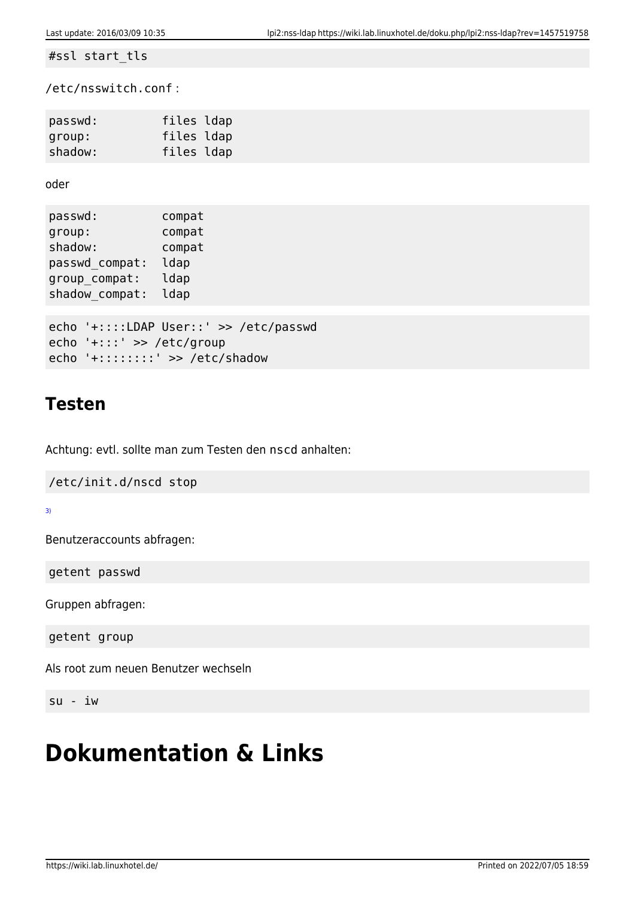```
#ssl start_tls
```

/etc/nsswitch.conf :

```
passwd:         files ldap
group:          files ldap
shadow:         files ldap
```

oder

```
passwd:         compat
group:          compat
shadow:         compat
passwd_compat:  ldap
group_compat:   ldap
shadow_compat:  ldap
```

```
echo '+::::LDAP User::' >> /etc/passwd
echo '+:::' >> /etc/group
echo '+::::::::' >> /etc/shadow
```

## Testen

Achtung: evtl. sollte man zum Testen den `nscd` anhalten:

```
/etc/init.d/nscd stop
```

[3)]

Benutzeraccounts abfragen:

```
getent passwd
```

Gruppen abfragen:

```
getent group
```

Als root zum neuen Benutzer wechseln

```
su - iw
```

# Dokumentation & Links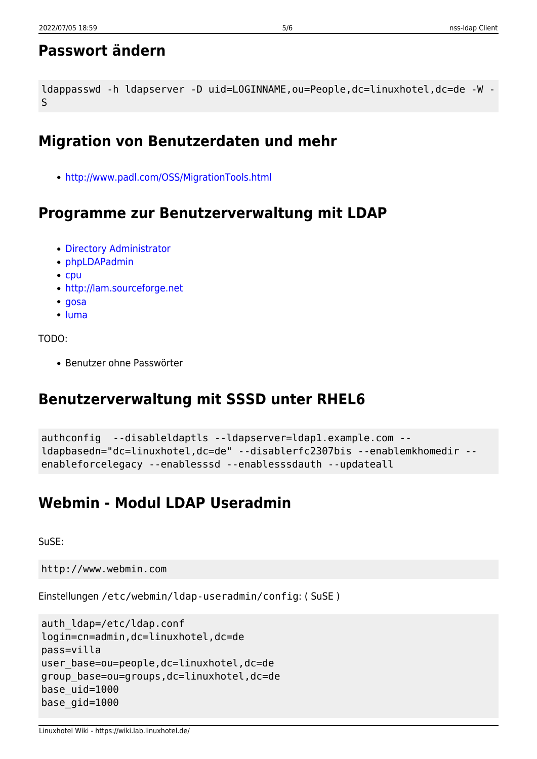## Passwort ändern

```
ldappasswd -h ldapserver -D uid=LOGINNAME,ou=People,dc=linuxhotel,dc=de -W -S
```

## Migration von Benutzerdaten und mehr

- http://www.padl.com/OSS/MigrationTools.html

## Programme zur Benutzerverwaltung mit LDAP

- Directory Administrator
- phpLDAPadmin
- cpu
- http://lam.sourceforge.net
- gosa
- luma

TODO:

- Benutzer ohne Passwörter

## Benutzerverwaltung mit SSSD unter RHEL6

```
authconfig  --disableldaptls --ldapserver=ldap1.example.com --ldapbasedn="dc=linuxhotel,dc=de" --disablerfc2307bis --enablemkhomedir --enableforcelegacy --enablesssd --enablesssdauth --updateall
```

## Webmin - Modul LDAP Useradmin

SuSE:

```
http://www.webmin.com
```

Einstellungen `/etc/webmin/ldap-useradmin/config`: ( SuSE )

```
auth_ldap=/etc/ldap.conf
login=cn=admin,dc=linuxhotel,dc=de
pass=villa
user_base=ou=people,dc=linuxhotel,dc=de
group_base=ou=groups,dc=linuxhotel,dc=de
base_uid=1000
base_gid=1000
```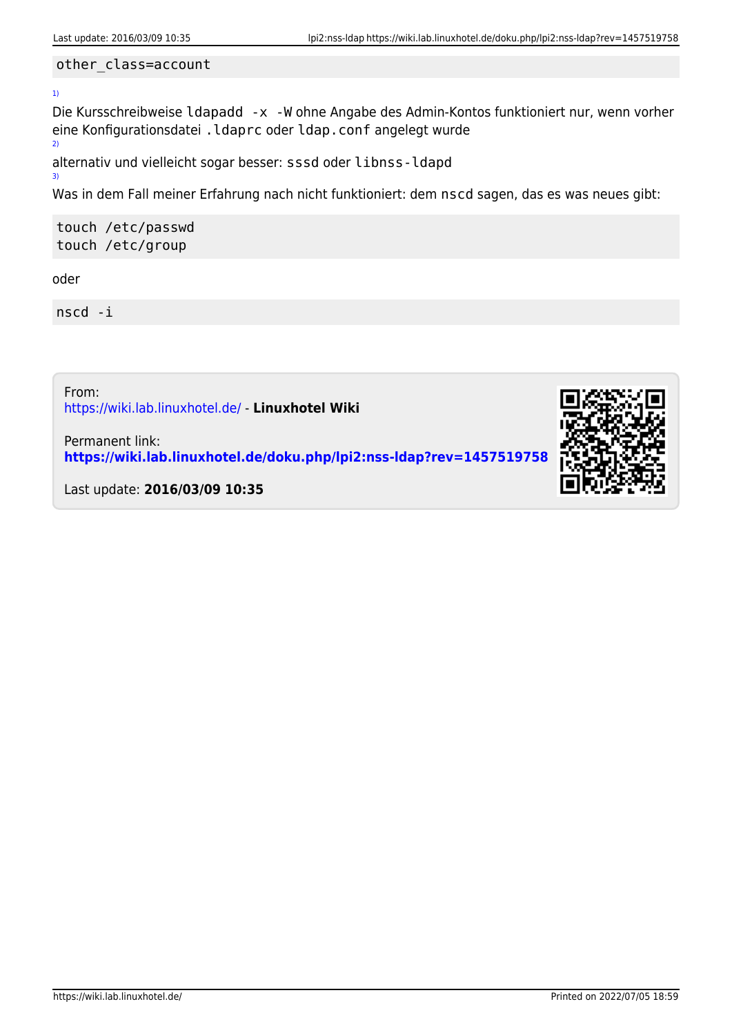```
other_class=account
```

[1]
Die Kursschreibweise `ldapadd -x -W` ohne Angabe des Admin-Kontos funktioniert nur, wenn vorher eine Konfigurationsdatei `.ldaprc` oder `ldap.conf` angelegt wurde
[2]
alternativ und vielleicht sogar besser: `sssd` oder `libnss-ldapd`
[3]
Was in dem Fall meiner Erfahrung nach nicht funktioniert: dem `nscd` sagen, das es was neues gibt:

```
touch /etc/passwd
touch /etc/group
```

oder

```
nscd -i
```

From:
https://wiki.lab.linuxhotel.de/ - **Linuxhotel Wiki**

Permanent link:
**https://wiki.lab.linuxhotel.de/doku.php/lpi2:nss-ldap?rev=1457519758**

Last update: **2016/03/09 10:35**